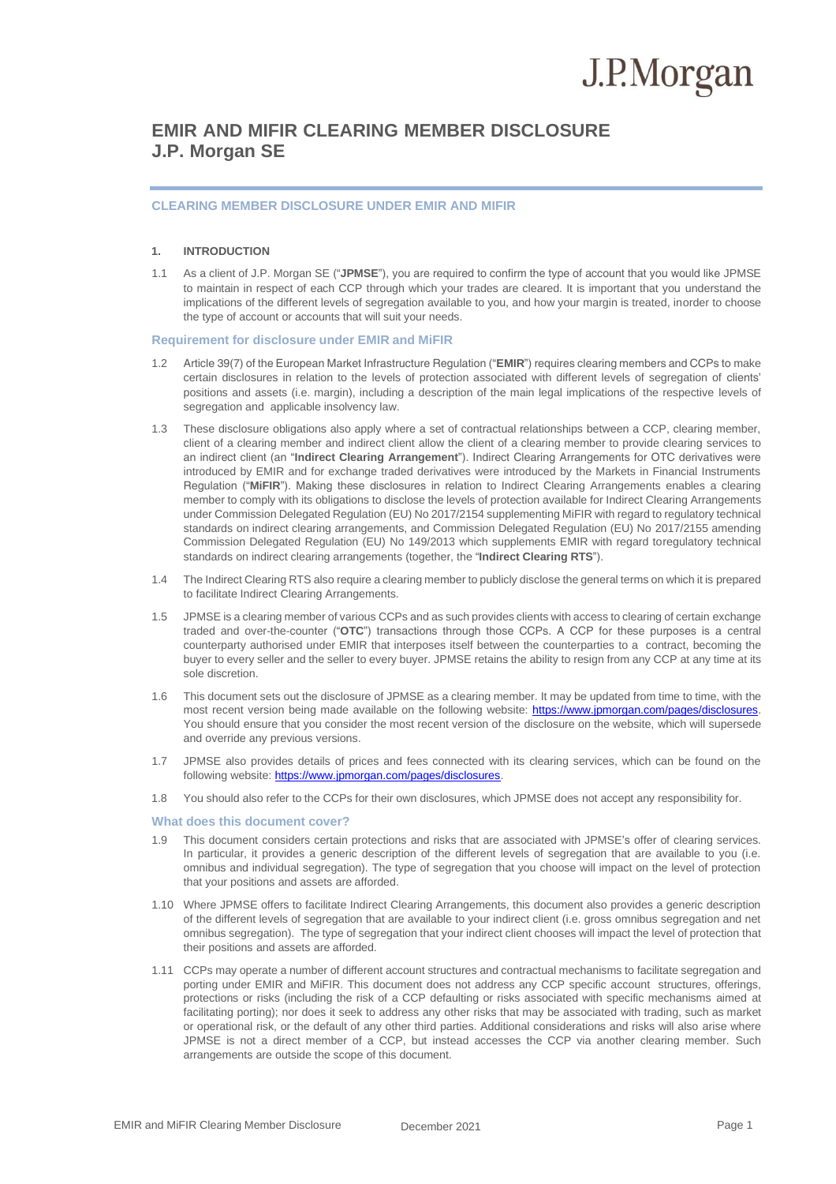# EMIR AND MIFIR CLEARING MEMBER DISCLOSURE
# J.P. Morgan SE

## CLEARING MEMBER DISCLOSURE UNDER EMIR AND MIFIR

### 1. INTRODUCTION

1.1 As a client of J.P. Morgan SE ("**JPMSE**"), you are required to confirm the type of account that you would like JPMSE to maintain in respect of each CCP through which your trades are cleared. It is important that you understand the implications of the different levels of segregation available to you, and how your margin is treated, inorder to choose the type of account or accounts that will suit your needs.

### Requirement for disclosure under EMIR and MiFIR

1.2 Article 39(7) of the European Market Infrastructure Regulation ("**EMIR**") requires clearing members and CCPs to make certain disclosures in relation to the levels of protection associated with different levels of segregation of clients' positions and assets (i.e. margin), including a description of the main legal implications of the respective levels of segregation and applicable insolvency law.

1.3 These disclosure obligations also apply where a set of contractual relationships between a CCP, clearing member, client of a clearing member and indirect client allow the client of a clearing member to provide clearing services to an indirect client (an "**Indirect Clearing Arrangement**"). Indirect Clearing Arrangements for OTC derivatives were introduced by EMIR and for exchange traded derivatives were introduced by the Markets in Financial Instruments Regulation ("**MiFIR**"). Making these disclosures in relation to Indirect Clearing Arrangements enables a clearing member to comply with its obligations to disclose the levels of protection available for Indirect Clearing Arrangements under Commission Delegated Regulation (EU) No 2017/2154 supplementing MiFIR with regard to regulatory technical standards on indirect clearing arrangements, and Commission Delegated Regulation (EU) No 2017/2155 amending Commission Delegated Regulation (EU) No 149/2013 which supplements EMIR with regard toregulatory technical standards on indirect clearing arrangements (together, the "**Indirect Clearing RTS**").

1.4 The Indirect Clearing RTS also require a clearing member to publicly disclose the general terms on which it is prepared to facilitate Indirect Clearing Arrangements.

1.5 JPMSE is a clearing member of various CCPs and as such provides clients with access to clearing of certain exchange traded and over-the-counter ("**OTC**") transactions through those CCPs. A CCP for these purposes is a central counterparty authorised under EMIR that interposes itself between the counterparties to a contract, becoming the buyer to every seller and the seller to every buyer. JPMSE retains the ability to resign from any CCP at any time at its sole discretion.

1.6 This document sets out the disclosure of JPMSE as a clearing member. It may be updated from time to time, with the most recent version being made available on the following website: https://www.jpmorgan.com/pages/disclosures. You should ensure that you consider the most recent version of the disclosure on the website, which will supersede and override any previous versions.

1.7 JPMSE also provides details of prices and fees connected with its clearing services, which can be found on the following website: https://www.jpmorgan.com/pages/disclosures.

1.8 You should also refer to the CCPs for their own disclosures, which JPMSE does not accept any responsibility for.

### What does this document cover?

1.9 This document considers certain protections and risks that are associated with JPMSE's offer of clearing services. In particular, it provides a generic description of the different levels of segregation that are available to you (i.e. omnibus and individual segregation). The type of segregation that you choose will impact on the level of protection that your positions and assets are afforded.

1.10 Where JPMSE offers to facilitate Indirect Clearing Arrangements, this document also provides a generic description of the different levels of segregation that are available to your indirect client (i.e. gross omnibus segregation and net omnibus segregation). The type of segregation that your indirect client chooses will impact the level of protection that their positions and assets are afforded.

1.11 CCPs may operate a number of different account structures and contractual mechanisms to facilitate segregation and porting under EMIR and MiFIR. This document does not address any CCP specific account structures, offerings, protections or risks (including the risk of a CCP defaulting or risks associated with specific mechanisms aimed at facilitating porting); nor does it seek to address any other risks that may be associated with trading, such as market or operational risk, or the default of any other third parties. Additional considerations and risks will also arise where JPMSE is not a direct member of a CCP, but instead accesses the CCP via another clearing member. Such arrangements are outside the scope of this document.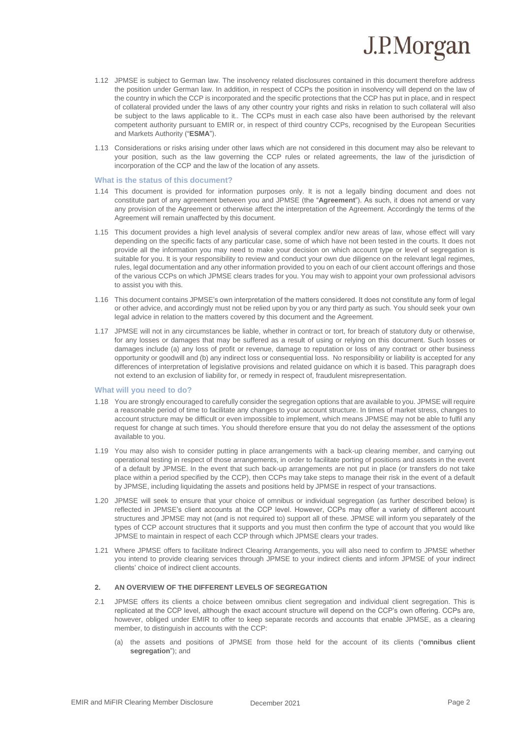1.12 JPMSE is subject to German law. The insolvency related disclosures contained in this document therefore address the position under German law. In addition, in respect of CCPs the position in insolvency will depend on the law of the country in which the CCP is incorporated and the specific protections that the CCP has put in place, and in respect of collateral provided under the laws of any other country your rights and risks in relation to such collateral will also be subject to the laws applicable to it.. The CCPs must in each case also have been authorised by the relevant competent authority pursuant to EMIR or, in respect of third country CCPs, recognised by the European Securities and Markets Authority ("**ESMA**").

1.13 Considerations or risks arising under other laws which are not considered in this document may also be relevant to your position, such as the law governing the CCP rules or related agreements, the law of the jurisdiction of incorporation of the CCP and the law of the location of any assets.

### What is the status of this document?

1.14 This document is provided for information purposes only. It is not a legally binding document and does not constitute part of any agreement between you and JPMSE (the "**Agreement**"). As such, it does not amend or vary any provision of the Agreement or otherwise affect the interpretation of the Agreement. Accordingly the terms of the Agreement will remain unaffected by this document.

1.15 This document provides a high level analysis of several complex and/or new areas of law, whose effect will vary depending on the specific facts of any particular case, some of which have not been tested in the courts. It does not provide all the information you may need to make your decision on which account type or level of segregation is suitable for you. It is your responsibility to review and conduct your own due diligence on the relevant legal regimes, rules, legal documentation and any other information provided to you on each of our client account offerings and those of the various CCPs on which JPMSE clears trades for you. You may wish to appoint your own professional advisors to assist you with this.

1.16 This document contains JPMSE's own interpretation of the matters considered. It does not constitute any form of legal or other advice, and accordingly must not be relied upon by you or any third party as such. You should seek your own legal advice in relation to the matters covered by this document and the Agreement.

1.17 JPMSE will not in any circumstances be liable, whether in contract or tort, for breach of statutory duty or otherwise, for any losses or damages that may be suffered as a result of using or relying on this document. Such losses or damages include (a) any loss of profit or revenue, damage to reputation or loss of any contract or other business opportunity or goodwill and (b) any indirect loss or consequential loss. No responsibility or liability is accepted for any differences of interpretation of legislative provisions and related guidance on which it is based. This paragraph does not extend to an exclusion of liability for, or remedy in respect of, fraudulent misrepresentation.

### What will you need to do?

1.18 You are strongly encouraged to carefully consider the segregation options that are available to you. JPMSE will require a reasonable period of time to facilitate any changes to your account structure. In times of market stress, changes to account structure may be difficult or even impossible to implement, which means JPMSE may not be able to fulfil any request for change at such times. You should therefore ensure that you do not delay the assessment of the options available to you.

1.19 You may also wish to consider putting in place arrangements with a back-up clearing member, and carrying out operational testing in respect of those arrangements, in order to facilitate porting of positions and assets in the event of a default by JPMSE. In the event that such back-up arrangements are not put in place (or transfers do not take place within a period specified by the CCP), then CCPs may take steps to manage their risk in the event of a default by JPMSE, including liquidating the assets and positions held by JPMSE in respect of your transactions.

1.20 JPMSE will seek to ensure that your choice of omnibus or individual segregation (as further described below) is reflected in JPMSE's client accounts at the CCP level. However, CCPs may offer a variety of different account structures and JPMSE may not (and is not required to) support all of these. JPMSE will inform you separately of the types of CCP account structures that it supports and you must then confirm the type of account that you would like JPMSE to maintain in respect of each CCP through which JPMSE clears your trades.

1.21 Where JPMSE offers to facilitate Indirect Clearing Arrangements, you will also need to confirm to JPMSE whether you intend to provide clearing services through JPMSE to your indirect clients and inform JPMSE of your indirect clients' choice of indirect client accounts.

## 2. AN OVERVIEW OF THE DIFFERENT LEVELS OF SEGREGATION

2.1 JPMSE offers its clients a choice between omnibus client segregation and individual client segregation. This is replicated at the CCP level, although the exact account structure will depend on the CCP's own offering. CCPs are, however, obliged under EMIR to offer to keep separate records and accounts that enable JPMSE, as a clearing member, to distinguish in accounts with the CCP:

(a) the assets and positions of JPMSE from those held for the account of its clients ("**omnibus client segregation**"); and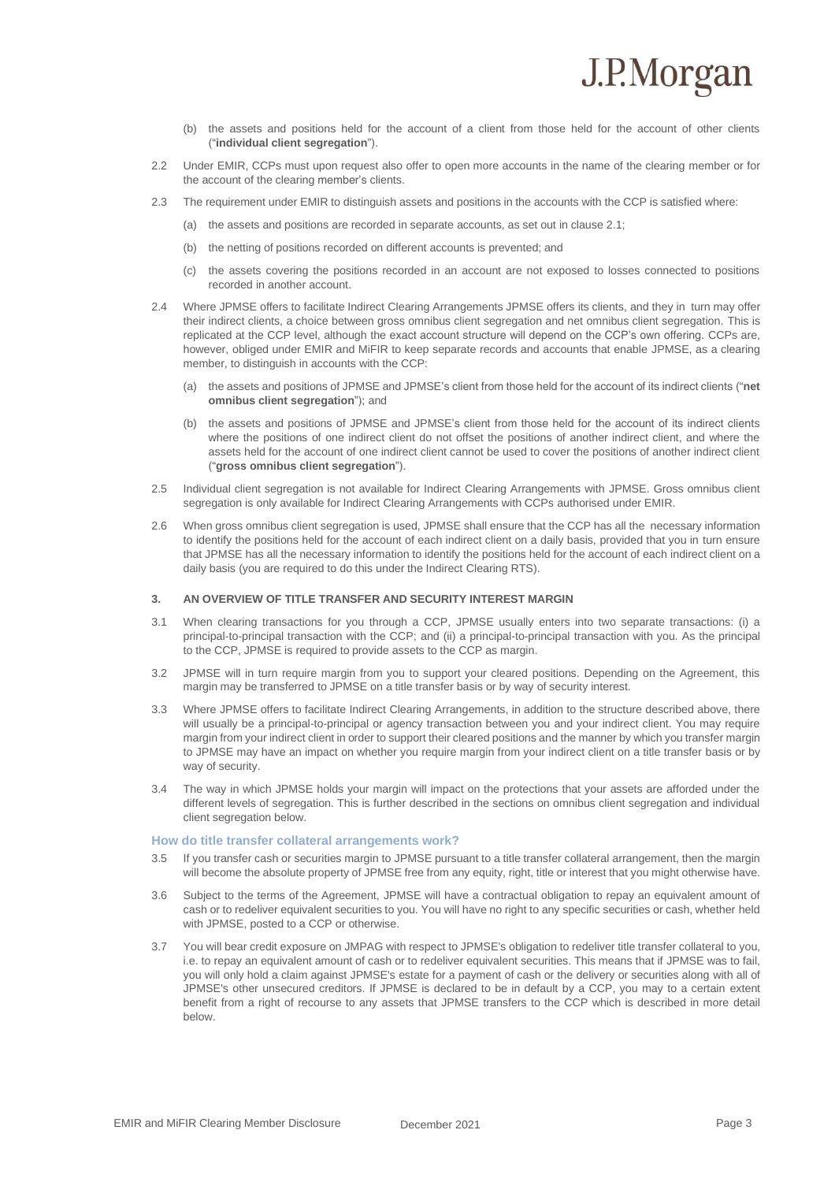(b) the assets and positions held for the account of a client from those held for the account of other clients ("**individual client segregation**").

2.2 Under EMIR, CCPs must upon request also offer to open more accounts in the name of the clearing member or for the account of the clearing member's clients.

2.3 The requirement under EMIR to distinguish assets and positions in the accounts with the CCP is satisfied where:

(a) the assets and positions are recorded in separate accounts, as set out in clause 2.1;

(b) the netting of positions recorded on different accounts is prevented; and

(c) the assets covering the positions recorded in an account are not exposed to losses connected to positions recorded in another account.

2.4 Where JPMSE offers to facilitate Indirect Clearing Arrangements JPMSE offers its clients, and they in turn may offer their indirect clients, a choice between gross omnibus client segregation and net omnibus client segregation. This is replicated at the CCP level, although the exact account structure will depend on the CCP's own offering. CCPs are, however, obliged under EMIR and MiFIR to keep separate records and accounts that enable JPMSE, as a clearing member, to distinguish in accounts with the CCP:

(a) the assets and positions of JPMSE and JPMSE's client from those held for the account of its indirect clients ("**net omnibus client segregation**"); and

(b) the assets and positions of JPMSE and JPMSE's client from those held for the account of its indirect clients where the positions of one indirect client do not offset the positions of another indirect client, and where the assets held for the account of one indirect client cannot be used to cover the positions of another indirect client ("**gross omnibus client segregation**").

2.5 Individual client segregation is not available for Indirect Clearing Arrangements with JPMSE. Gross omnibus client segregation is only available for Indirect Clearing Arrangements with CCPs authorised under EMIR.

2.6 When gross omnibus client segregation is used, JPMSE shall ensure that the CCP has all the necessary information to identify the positions held for the account of each indirect client on a daily basis, provided that you in turn ensure that JPMSE has all the necessary information to identify the positions held for the account of each indirect client on a daily basis (you are required to do this under the Indirect Clearing RTS).

## 3. AN OVERVIEW OF TITLE TRANSFER AND SECURITY INTEREST MARGIN

3.1 When clearing transactions for you through a CCP, JPMSE usually enters into two separate transactions: (i) a principal-to-principal transaction with the CCP; and (ii) a principal-to-principal transaction with you. As the principal to the CCP, JPMSE is required to provide assets to the CCP as margin.

3.2 JPMSE will in turn require margin from you to support your cleared positions. Depending on the Agreement, this margin may be transferred to JPMSE on a title transfer basis or by way of security interest.

3.3 Where JPMSE offers to facilitate Indirect Clearing Arrangements, in addition to the structure described above, there will usually be a principal-to-principal or agency transaction between you and your indirect client. You may require margin from your indirect client in order to support their cleared positions and the manner by which you transfer margin to JPMSE may have an impact on whether you require margin from your indirect client on a title transfer basis or by way of security.

3.4 The way in which JPMSE holds your margin will impact on the protections that your assets are afforded under the different levels of segregation. This is further described in the sections on omnibus client segregation and individual client segregation below.

### How do title transfer collateral arrangements work?

3.5 If you transfer cash or securities margin to JPMSE pursuant to a title transfer collateral arrangement, then the margin will become the absolute property of JPMSE free from any equity, right, title or interest that you might otherwise have.

3.6 Subject to the terms of the Agreement, JPMSE will have a contractual obligation to repay an equivalent amount of cash or to redeliver equivalent securities to you. You will have no right to any specific securities or cash, whether held with JPMSE, posted to a CCP or otherwise.

3.7 You will bear credit exposure on JMPAG with respect to JPMSE's obligation to redeliver title transfer collateral to you, i.e. to repay an equivalent amount of cash or to redeliver equivalent securities. This means that if JPMSE was to fail, you will only hold a claim against JPMSE's estate for a payment of cash or the delivery or securities along with all of JPMSE's other unsecured creditors. If JPMSE is declared to be in default by a CCP, you may to a certain extent benefit from a right of recourse to any assets that JPMSE transfers to the CCP which is described in more detail below.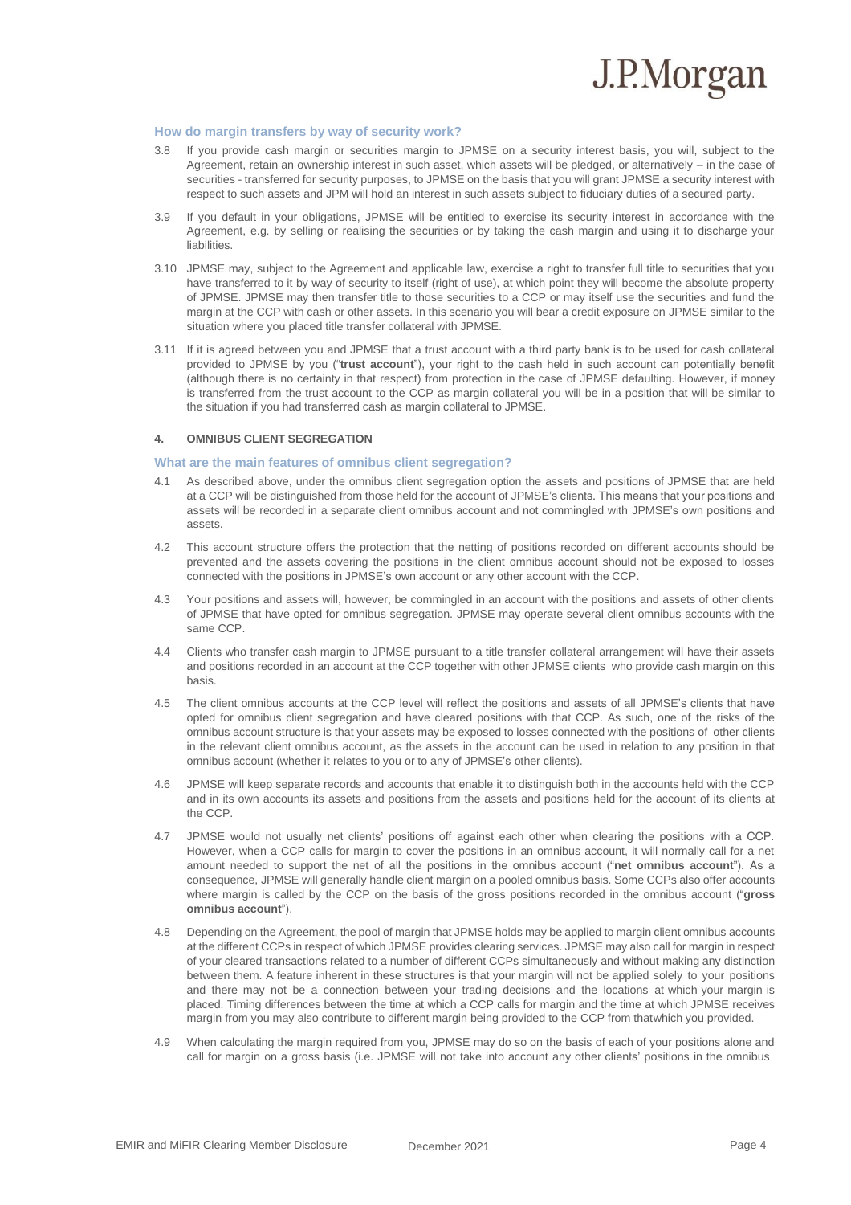### How do margin transfers by way of security work?

3.8 If you provide cash margin or securities margin to JPMSE on a security interest basis, you will, subject to the Agreement, retain an ownership interest in such asset, which assets will be pledged, or alternatively – in the case of securities - transferred for security purposes, to JPMSE on the basis that you will grant JPMSE a security interest with respect to such assets and JPM will hold an interest in such assets subject to fiduciary duties of a secured party.

3.9 If you default in your obligations, JPMSE will be entitled to exercise its security interest in accordance with the Agreement, e.g. by selling or realising the securities or by taking the cash margin and using it to discharge your liabilities.

3.10 JPMSE may, subject to the Agreement and applicable law, exercise a right to transfer full title to securities that you have transferred to it by way of security to itself (right of use), at which point they will become the absolute property of JPMSE. JPMSE may then transfer title to those securities to a CCP or may itself use the securities and fund the margin at the CCP with cash or other assets. In this scenario you will bear a credit exposure on JPMSE similar to the situation where you placed title transfer collateral with JPMSE.

3.11 If it is agreed between you and JPMSE that a trust account with a third party bank is to be used for cash collateral provided to JPMSE by you ("**trust account**"), your right to the cash held in such account can potentially benefit (although there is no certainty in that respect) from protection in the case of JPMSE defaulting. However, if money is transferred from the trust account to the CCP as margin collateral you will be in a position that will be similar to the situation if you had transferred cash as margin collateral to JPMSE.

## 4. OMNIBUS CLIENT SEGREGATION

### What are the main features of omnibus client segregation?

4.1 As described above, under the omnibus client segregation option the assets and positions of JPMSE that are held at a CCP will be distinguished from those held for the account of JPMSE's clients. This means that your positions and assets will be recorded in a separate client omnibus account and not commingled with JPMSE's own positions and assets.

4.2 This account structure offers the protection that the netting of positions recorded on different accounts should be prevented and the assets covering the positions in the client omnibus account should not be exposed to losses connected with the positions in JPMSE's own account or any other account with the CCP.

4.3 Your positions and assets will, however, be commingled in an account with the positions and assets of other clients of JPMSE that have opted for omnibus segregation. JPMSE may operate several client omnibus accounts with the same CCP.

4.4 Clients who transfer cash margin to JPMSE pursuant to a title transfer collateral arrangement will have their assets and positions recorded in an account at the CCP together with other JPMSE clients who provide cash margin on this basis.

4.5 The client omnibus accounts at the CCP level will reflect the positions and assets of all JPMSE's clients that have opted for omnibus client segregation and have cleared positions with that CCP. As such, one of the risks of the omnibus account structure is that your assets may be exposed to losses connected with the positions of other clients in the relevant client omnibus account, as the assets in the account can be used in relation to any position in that omnibus account (whether it relates to you or to any of JPMSE's other clients).

4.6 JPMSE will keep separate records and accounts that enable it to distinguish both in the accounts held with the CCP and in its own accounts its assets and positions from the assets and positions held for the account of its clients at the CCP.

4.7 JPMSE would not usually net clients' positions off against each other when clearing the positions with a CCP. However, when a CCP calls for margin to cover the positions in an omnibus account, it will normally call for a net amount needed to support the net of all the positions in the omnibus account ("**net omnibus account**"). As a consequence, JPMSE will generally handle client margin on a pooled omnibus basis. Some CCPs also offer accounts where margin is called by the CCP on the basis of the gross positions recorded in the omnibus account ("**gross omnibus account**").

4.8 Depending on the Agreement, the pool of margin that JPMSE holds may be applied to margin client omnibus accounts at the different CCPs in respect of which JPMSE provides clearing services. JPMSE may also call for margin in respect of your cleared transactions related to a number of different CCPs simultaneously and without making any distinction between them. A feature inherent in these structures is that your margin will not be applied solely to your positions and there may not be a connection between your trading decisions and the locations at which your margin is placed. Timing differences between the time at which a CCP calls for margin and the time at which JPMSE receives margin from you may also contribute to different margin being provided to the CCP from thatwhich you provided.

4.9 When calculating the margin required from you, JPMSE may do so on the basis of each of your positions alone and call for margin on a gross basis (i.e. JPMSE will not take into account any other clients' positions in the omnibus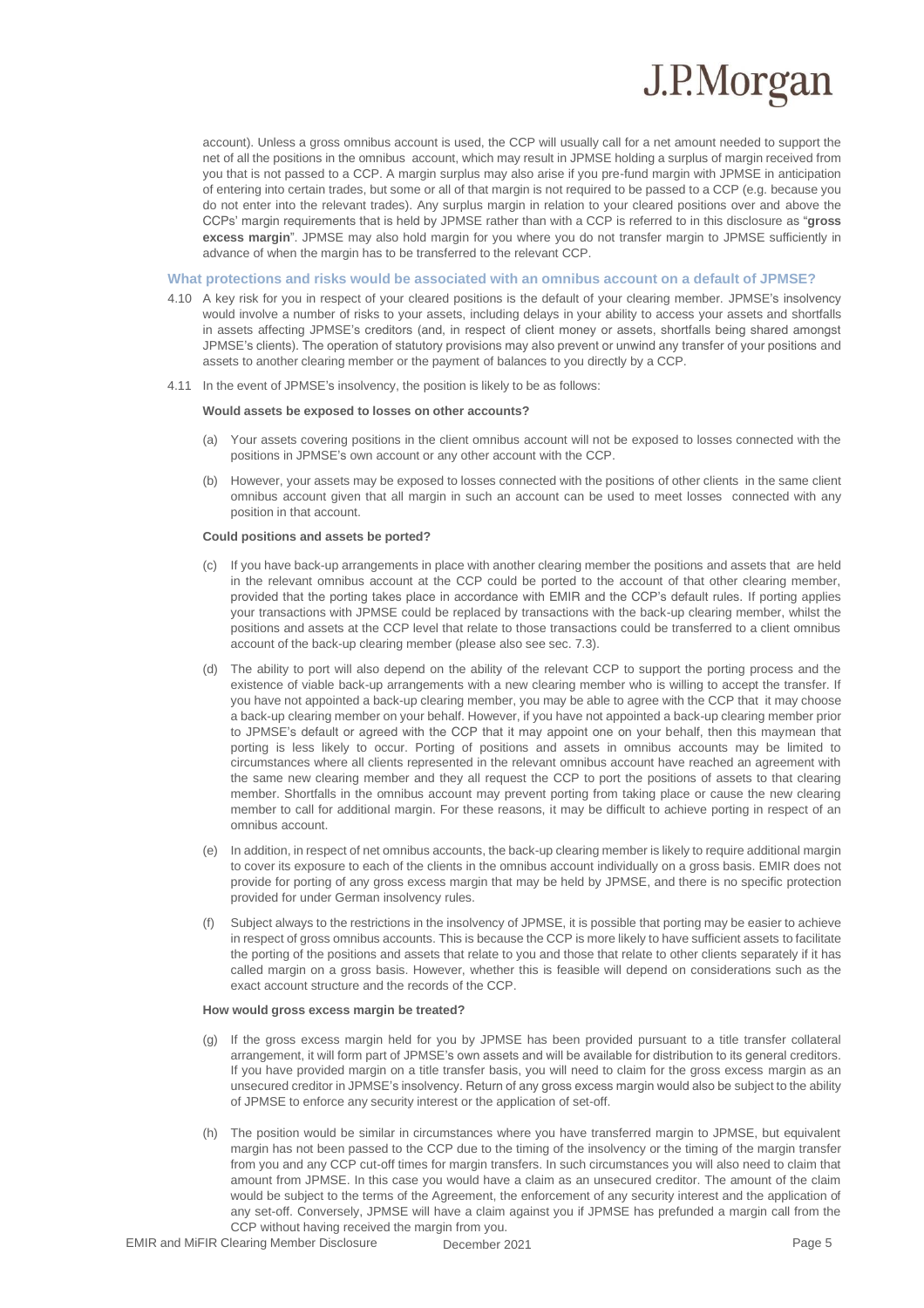account). Unless a gross omnibus account is used, the CCP will usually call for a net amount needed to support the net of all the positions in the omnibus account, which may result in JPMSE holding a surplus of margin received from you that is not passed to a CCP. A margin surplus may also arise if you pre-fund margin with JPMSE in anticipation of entering into certain trades, but some or all of that margin is not required to be passed to a CCP (e.g. because you do not enter into the relevant trades). Any surplus margin in relation to your cleared positions over and above the CCPs' margin requirements that is held by JPMSE rather than with a CCP is referred to in this disclosure as "**gross excess margin**". JPMSE may also hold margin for you where you do not transfer margin to JPMSE sufficiently in advance of when the margin has to be transferred to the relevant CCP.

### What protections and risks would be associated with an omnibus account on a default of JPMSE?

4.10 A key risk for you in respect of your cleared positions is the default of your clearing member. JPMSE's insolvency would involve a number of risks to your assets, including delays in your ability to access your assets and shortfalls in assets affecting JPMSE's creditors (and, in respect of client money or assets, shortfalls being shared amongst JPMSE's clients). The operation of statutory provisions may also prevent or unwind any transfer of your positions and assets to another clearing member or the payment of balances to you directly by a CCP.

4.11 In the event of JPMSE's insolvency, the position is likely to be as follows:

**Would assets be exposed to losses on other accounts?**

(a) Your assets covering positions in the client omnibus account will not be exposed to losses connected with the positions in JPMSE's own account or any other account with the CCP.

(b) However, your assets may be exposed to losses connected with the positions of other clients in the same client omnibus account given that all margin in such an account can be used to meet losses connected with any position in that account.

**Could positions and assets be ported?**

(c) If you have back-up arrangements in place with another clearing member the positions and assets that are held in the relevant omnibus account at the CCP could be ported to the account of that other clearing member, provided that the porting takes place in accordance with EMIR and the CCP's default rules. If porting applies your transactions with JPMSE could be replaced by transactions with the back-up clearing member, whilst the positions and assets at the CCP level that relate to those transactions could be transferred to a client omnibus account of the back-up clearing member (please also see sec. 7.3).

(d) The ability to port will also depend on the ability of the relevant CCP to support the porting process and the existence of viable back-up arrangements with a new clearing member who is willing to accept the transfer. If you have not appointed a back-up clearing member, you may be able to agree with the CCP that it may choose a back-up clearing member on your behalf. However, if you have not appointed a back-up clearing member prior to JPMSE's default or agreed with the CCP that it may appoint one on your behalf, then this maymean that porting is less likely to occur. Porting of positions and assets in omnibus accounts may be limited to circumstances where all clients represented in the relevant omnibus account have reached an agreement with the same new clearing member and they all request the CCP to port the positions of assets to that clearing member. Shortfalls in the omnibus account may prevent porting from taking place or cause the new clearing member to call for additional margin. For these reasons, it may be difficult to achieve porting in respect of an omnibus account.

(e) In addition, in respect of net omnibus accounts, the back-up clearing member is likely to require additional margin to cover its exposure to each of the clients in the omnibus account individually on a gross basis. EMIR does not provide for porting of any gross excess margin that may be held by JPMSE, and there is no specific protection provided for under German insolvency rules.

(f) Subject always to the restrictions in the insolvency of JPMSE, it is possible that porting may be easier to achieve in respect of gross omnibus accounts. This is because the CCP is more likely to have sufficient assets to facilitate the porting of the positions and assets that relate to you and those that relate to other clients separately if it has called margin on a gross basis. However, whether this is feasible will depend on considerations such as the exact account structure and the records of the CCP.

**How would gross excess margin be treated?**

(g) If the gross excess margin held for you by JPMSE has been provided pursuant to a title transfer collateral arrangement, it will form part of JPMSE's own assets and will be available for distribution to its general creditors. If you have provided margin on a title transfer basis, you will need to claim for the gross excess margin as an unsecured creditor in JPMSE's insolvency. Return of any gross excess margin would also be subject to the ability of JPMSE to enforce any security interest or the application of set-off.

(h) The position would be similar in circumstances where you have transferred margin to JPMSE, but equivalent margin has not been passed to the CCP due to the timing of the insolvency or the timing of the margin transfer from you and any CCP cut-off times for margin transfers. In such circumstances you will also need to claim that amount from JPMSE. In this case you would have a claim as an unsecured creditor. The amount of the claim would be subject to the terms of the Agreement, the enforcement of any security interest and the application of any set-off. Conversely, JPMSE will have a claim against you if JPMSE has prefunded a margin call from the CCP without having received the margin from you.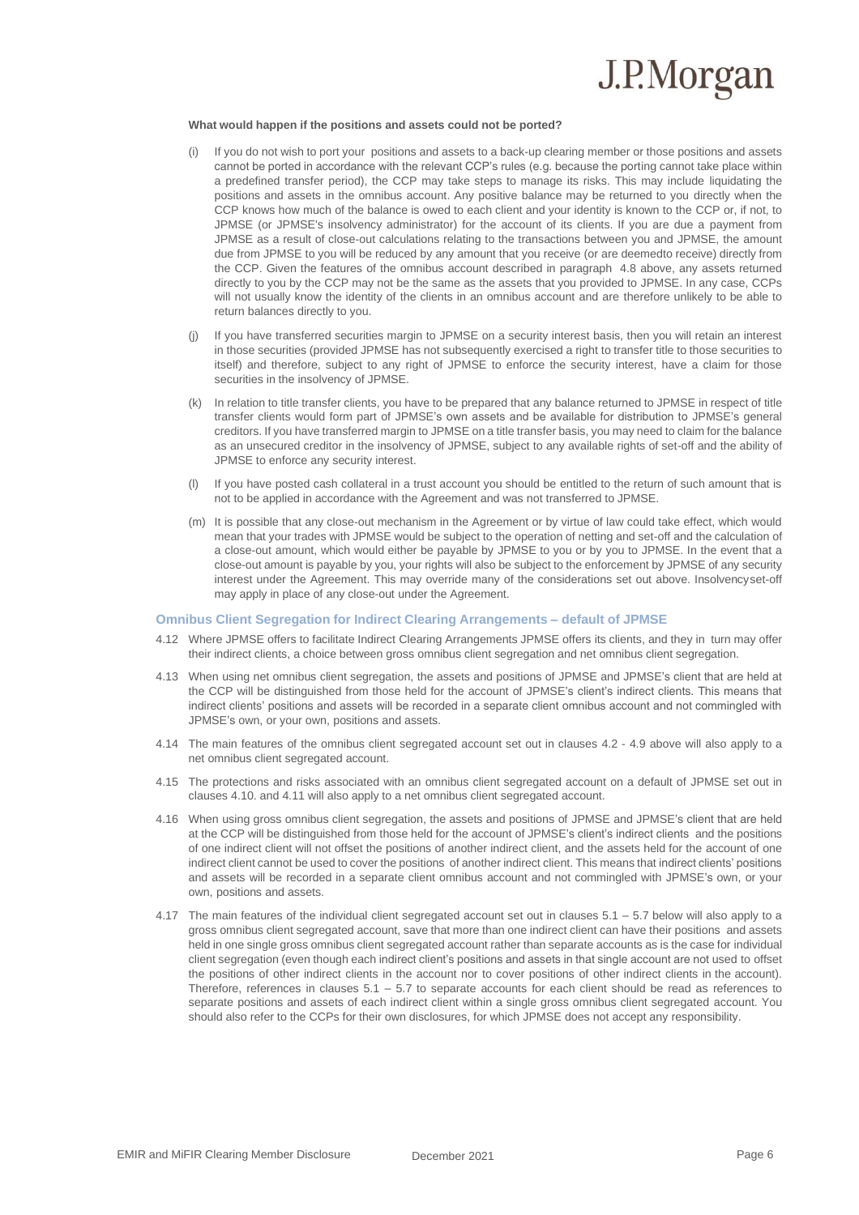**What would happen if the positions and assets could not be ported?**

(i) If you do not wish to port your positions and assets to a back-up clearing member or those positions and assets cannot be ported in accordance with the relevant CCP's rules (e.g. because the porting cannot take place within a predefined transfer period), the CCP may take steps to manage its risks. This may include liquidating the positions and assets in the omnibus account. Any positive balance may be returned to you directly when the CCP knows how much of the balance is owed to each client and your identity is known to the CCP or, if not, to JPMSE (or JPMSE's insolvency administrator) for the account of its clients. If you are due a payment from JPMSE as a result of close-out calculations relating to the transactions between you and JPMSE, the amount due from JPMSE to you will be reduced by any amount that you receive (or are deemedto receive) directly from the CCP. Given the features of the omnibus account described in paragraph 4.8 above, any assets returned directly to you by the CCP may not be the same as the assets that you provided to JPMSE. In any case, CCPs will not usually know the identity of the clients in an omnibus account and are therefore unlikely to be able to return balances directly to you.

(j) If you have transferred securities margin to JPMSE on a security interest basis, then you will retain an interest in those securities (provided JPMSE has not subsequently exercised a right to transfer title to those securities to itself) and therefore, subject to any right of JPMSE to enforce the security interest, have a claim for those securities in the insolvency of JPMSE.

(k) In relation to title transfer clients, you have to be prepared that any balance returned to JPMSE in respect of title transfer clients would form part of JPMSE's own assets and be available for distribution to JPMSE's general creditors. If you have transferred margin to JPMSE on a title transfer basis, you may need to claim for the balance as an unsecured creditor in the insolvency of JPMSE, subject to any available rights of set-off and the ability of JPMSE to enforce any security interest.

(l) If you have posted cash collateral in a trust account you should be entitled to the return of such amount that is not to be applied in accordance with the Agreement and was not transferred to JPMSE.

(m) It is possible that any close-out mechanism in the Agreement or by virtue of law could take effect, which would mean that your trades with JPMSE would be subject to the operation of netting and set-off and the calculation of a close-out amount, which would either be payable by JPMSE to you or by you to JPMSE. In the event that a close-out amount is payable by you, your rights will also be subject to the enforcement by JPMSE of any security interest under the Agreement. This may override many of the considerations set out above. Insolvencyset-off may apply in place of any close-out under the Agreement.

### Omnibus Client Segregation for Indirect Clearing Arrangements – default of JPMSE

4.12 Where JPMSE offers to facilitate Indirect Clearing Arrangements JPMSE offers its clients, and they in turn may offer their indirect clients, a choice between gross omnibus client segregation and net omnibus client segregation.

4.13 When using net omnibus client segregation, the assets and positions of JPMSE and JPMSE's client that are held at the CCP will be distinguished from those held for the account of JPMSE's client's indirect clients. This means that indirect clients' positions and assets will be recorded in a separate client omnibus account and not commingled with JPMSE's own, or your own, positions and assets.

4.14 The main features of the omnibus client segregated account set out in clauses 4.2 - 4.9 above will also apply to a net omnibus client segregated account.

4.15 The protections and risks associated with an omnibus client segregated account on a default of JPMSE set out in clauses 4.10. and 4.11 will also apply to a net omnibus client segregated account.

4.16 When using gross omnibus client segregation, the assets and positions of JPMSE and JPMSE's client that are held at the CCP will be distinguished from those held for the account of JPMSE's client's indirect clients and the positions of one indirect client will not offset the positions of another indirect client, and the assets held for the account of one indirect client cannot be used to cover the positions of another indirect client. This means that indirect clients' positions and assets will be recorded in a separate client omnibus account and not commingled with JPMSE's own, or your own, positions and assets.

4.17 The main features of the individual client segregated account set out in clauses 5.1 – 5.7 below will also apply to a gross omnibus client segregated account, save that more than one indirect client can have their positions and assets held in one single gross omnibus client segregated account rather than separate accounts as is the case for individual client segregation (even though each indirect client's positions and assets in that single account are not used to offset the positions of other indirect clients in the account nor to cover positions of other indirect clients in the account). Therefore, references in clauses 5.1 – 5.7 to separate accounts for each client should be read as references to separate positions and assets of each indirect client within a single gross omnibus client segregated account. You should also refer to the CCPs for their own disclosures, for which JPMSE does not accept any responsibility.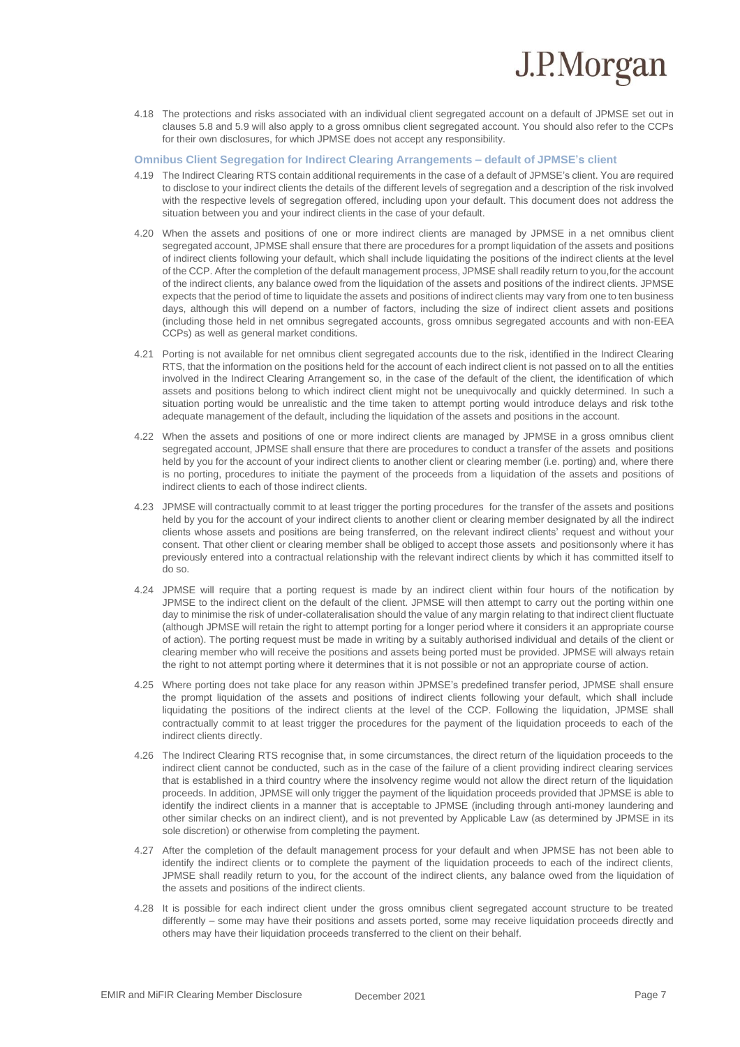4.18 The protections and risks associated with an individual client segregated account on a default of JPMSE set out in clauses 5.8 and 5.9 will also apply to a gross omnibus client segregated account. You should also refer to the CCPs for their own disclosures, for which JPMSE does not accept any responsibility.

### Omnibus Client Segregation for Indirect Clearing Arrangements – default of JPMSE's client

4.19 The Indirect Clearing RTS contain additional requirements in the case of a default of JPMSE's client. You are required to disclose to your indirect clients the details of the different levels of segregation and a description of the risk involved with the respective levels of segregation offered, including upon your default. This document does not address the situation between you and your indirect clients in the case of your default.

4.20 When the assets and positions of one or more indirect clients are managed by JPMSE in a net omnibus client segregated account, JPMSE shall ensure that there are procedures for a prompt liquidation of the assets and positions of indirect clients following your default, which shall include liquidating the positions of the indirect clients at the level of the CCP. After the completion of the default management process, JPMSE shall readily return to you,for the account of the indirect clients, any balance owed from the liquidation of the assets and positions of the indirect clients. JPMSE expects that the period of time to liquidate the assets and positions of indirect clients may vary from one to ten business days, although this will depend on a number of factors, including the size of indirect client assets and positions (including those held in net omnibus segregated accounts, gross omnibus segregated accounts and with non-EEA CCPs) as well as general market conditions.

4.21 Porting is not available for net omnibus client segregated accounts due to the risk, identified in the Indirect Clearing RTS, that the information on the positions held for the account of each indirect client is not passed on to all the entities involved in the Indirect Clearing Arrangement so, in the case of the default of the client, the identification of which assets and positions belong to which indirect client might not be unequivocally and quickly determined. In such a situation porting would be unrealistic and the time taken to attempt porting would introduce delays and risk tothe adequate management of the default, including the liquidation of the assets and positions in the account.

4.22 When the assets and positions of one or more indirect clients are managed by JPMSE in a gross omnibus client segregated account, JPMSE shall ensure that there are procedures to conduct a transfer of the assets and positions held by you for the account of your indirect clients to another client or clearing member (i.e. porting) and, where there is no porting, procedures to initiate the payment of the proceeds from a liquidation of the assets and positions of indirect clients to each of those indirect clients.

4.23 JPMSE will contractually commit to at least trigger the porting procedures for the transfer of the assets and positions held by you for the account of your indirect clients to another client or clearing member designated by all the indirect clients whose assets and positions are being transferred, on the relevant indirect clients' request and without your consent. That other client or clearing member shall be obliged to accept those assets and positionsonly where it has previously entered into a contractual relationship with the relevant indirect clients by which it has committed itself to do so.

4.24 JPMSE will require that a porting request is made by an indirect client within four hours of the notification by JPMSE to the indirect client on the default of the client. JPMSE will then attempt to carry out the porting within one day to minimise the risk of under-collateralisation should the value of any margin relating to that indirect client fluctuate (although JPMSE will retain the right to attempt porting for a longer period where it considers it an appropriate course of action). The porting request must be made in writing by a suitably authorised individual and details of the client or clearing member who will receive the positions and assets being ported must be provided. JPMSE will always retain the right to not attempt porting where it determines that it is not possible or not an appropriate course of action.

4.25 Where porting does not take place for any reason within JPMSE's predefined transfer period, JPMSE shall ensure the prompt liquidation of the assets and positions of indirect clients following your default, which shall include liquidating the positions of the indirect clients at the level of the CCP. Following the liquidation, JPMSE shall contractually commit to at least trigger the procedures for the payment of the liquidation proceeds to each of the indirect clients directly.

4.26 The Indirect Clearing RTS recognise that, in some circumstances, the direct return of the liquidation proceeds to the indirect client cannot be conducted, such as in the case of the failure of a client providing indirect clearing services that is established in a third country where the insolvency regime would not allow the direct return of the liquidation proceeds. In addition, JPMSE will only trigger the payment of the liquidation proceeds provided that JPMSE is able to identify the indirect clients in a manner that is acceptable to JPMSE (including through anti-money laundering and other similar checks on an indirect client), and is not prevented by Applicable Law (as determined by JPMSE in its sole discretion) or otherwise from completing the payment.

4.27 After the completion of the default management process for your default and when JPMSE has not been able to identify the indirect clients or to complete the payment of the liquidation proceeds to each of the indirect clients, JPMSE shall readily return to you, for the account of the indirect clients, any balance owed from the liquidation of the assets and positions of the indirect clients.

4.28 It is possible for each indirect client under the gross omnibus client segregated account structure to be treated differently – some may have their positions and assets ported, some may receive liquidation proceeds directly and others may have their liquidation proceeds transferred to the client on their behalf.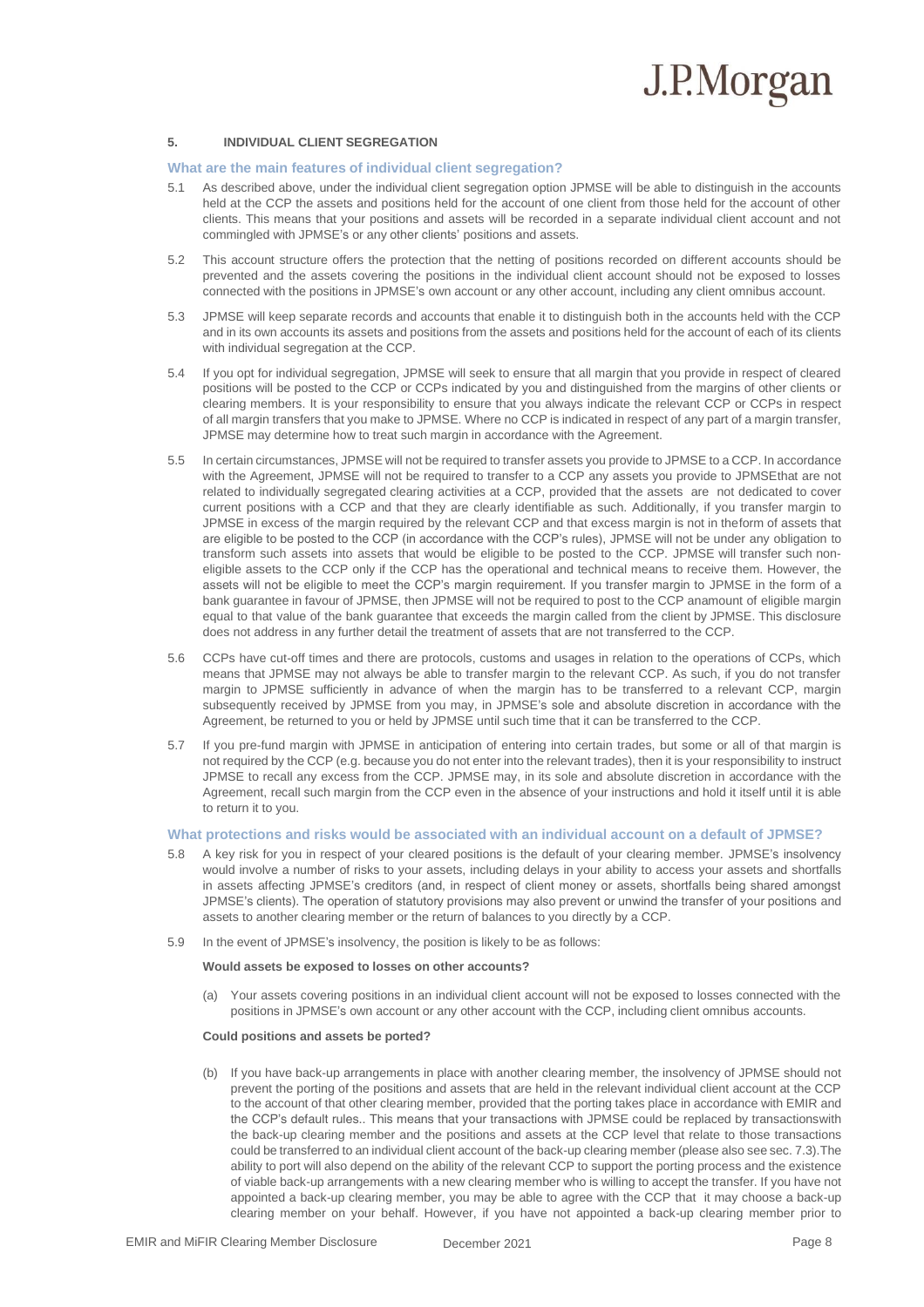## 5. INDIVIDUAL CLIENT SEGREGATION

### What are the main features of individual client segregation?

5.1 As described above, under the individual client segregation option JPMSE will be able to distinguish in the accounts held at the CCP the assets and positions held for the account of one client from those held for the account of other clients. This means that your positions and assets will be recorded in a separate individual client account and not commingled with JPMSE's or any other clients' positions and assets.

5.2 This account structure offers the protection that the netting of positions recorded on different accounts should be prevented and the assets covering the positions in the individual client account should not be exposed to losses connected with the positions in JPMSE's own account or any other account, including any client omnibus account.

5.3 JPMSE will keep separate records and accounts that enable it to distinguish both in the accounts held with the CCP and in its own accounts its assets and positions from the assets and positions held for the account of each of its clients with individual segregation at the CCP.

5.4 If you opt for individual segregation, JPMSE will seek to ensure that all margin that you provide in respect of cleared positions will be posted to the CCP or CCPs indicated by you and distinguished from the margins of other clients or clearing members. It is your responsibility to ensure that you always indicate the relevant CCP or CCPs in respect of all margin transfers that you make to JPMSE. Where no CCP is indicated in respect of any part of a margin transfer, JPMSE may determine how to treat such margin in accordance with the Agreement.

5.5 In certain circumstances, JPMSE will not be required to transfer assets you provide to JPMSE to a CCP. In accordance with the Agreement, JPMSE will not be required to transfer to a CCP any assets you provide to JPMSEthat are not related to individually segregated clearing activities at a CCP, provided that the assets are not dedicated to cover current positions with a CCP and that they are clearly identifiable as such. Additionally, if you transfer margin to JPMSE in excess of the margin required by the relevant CCP and that excess margin is not in theform of assets that are eligible to be posted to the CCP (in accordance with the CCP's rules), JPMSE will not be under any obligation to transform such assets into assets that would be eligible to be posted to the CCP. JPMSE will transfer such non-eligible assets to the CCP only if the CCP has the operational and technical means to receive them. However, the assets will not be eligible to meet the CCP's margin requirement. If you transfer margin to JPMSE in the form of a bank guarantee in favour of JPMSE, then JPMSE will not be required to post to the CCP anamount of eligible margin equal to that value of the bank guarantee that exceeds the margin called from the client by JPMSE. This disclosure does not address in any further detail the treatment of assets that are not transferred to the CCP.

5.6 CCPs have cut-off times and there are protocols, customs and usages in relation to the operations of CCPs, which means that JPMSE may not always be able to transfer margin to the relevant CCP. As such, if you do not transfer margin to JPMSE sufficiently in advance of when the margin has to be transferred to a relevant CCP, margin subsequently received by JPMSE from you may, in JPMSE's sole and absolute discretion in accordance with the Agreement, be returned to you or held by JPMSE until such time that it can be transferred to the CCP.

5.7 If you pre-fund margin with JPMSE in anticipation of entering into certain trades, but some or all of that margin is not required by the CCP (e.g. because you do not enter into the relevant trades), then it is your responsibility to instruct JPMSE to recall any excess from the CCP. JPMSE may, in its sole and absolute discretion in accordance with the Agreement, recall such margin from the CCP even in the absence of your instructions and hold it itself until it is able to return it to you.

### What protections and risks would be associated with an individual account on a default of JPMSE?

5.8 A key risk for you in respect of your cleared positions is the default of your clearing member. JPMSE's insolvency would involve a number of risks to your assets, including delays in your ability to access your assets and shortfalls in assets affecting JPMSE's creditors (and, in respect of client money or assets, shortfalls being shared amongst JPMSE's clients). The operation of statutory provisions may also prevent or unwind the transfer of your positions and assets to another clearing member or the return of balances to you directly by a CCP.

5.9 In the event of JPMSE's insolvency, the position is likely to be as follows:

**Would assets be exposed to losses on other accounts?**

(a) Your assets covering positions in an individual client account will not be exposed to losses connected with the positions in JPMSE's own account or any other account with the CCP, including client omnibus accounts.

**Could positions and assets be ported?**

(b) If you have back-up arrangements in place with another clearing member, the insolvency of JPMSE should not prevent the porting of the positions and assets that are held in the relevant individual client account at the CCP to the account of that other clearing member, provided that the porting takes place in accordance with EMIR and the CCP's default rules.. This means that your transactions with JPMSE could be replaced by transactionswith the back-up clearing member and the positions and assets at the CCP level that relate to those transactions could be transferred to an individual client account of the back-up clearing member (please also see sec. 7.3).The ability to port will also depend on the ability of the relevant CCP to support the porting process and the existence of viable back-up arrangements with a new clearing member who is willing to accept the transfer. If you have not appointed a back-up clearing member, you may be able to agree with the CCP that it may choose a back-up clearing member on your behalf. However, if you have not appointed a back-up clearing member prior to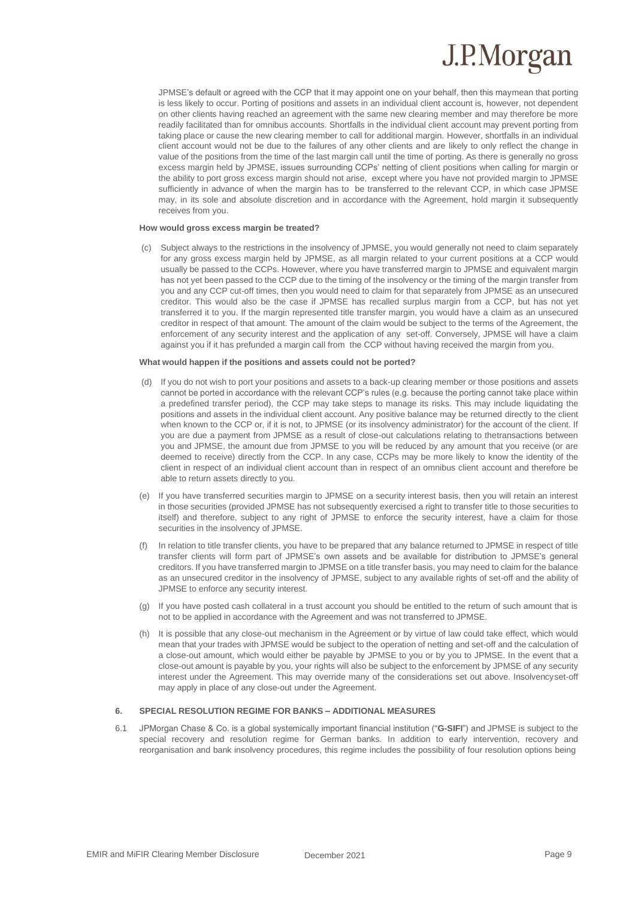JPMSE's default or agreed with the CCP that it may appoint one on your behalf, then this maymean that porting is less likely to occur. Porting of positions and assets in an individual client account is, however, not dependent on other clients having reached an agreement with the same new clearing member and may therefore be more readily facilitated than for omnibus accounts. Shortfalls in the individual client account may prevent porting from taking place or cause the new clearing member to call for additional margin. However, shortfalls in an individual client account would not be due to the failures of any other clients and are likely to only reflect the change in value of the positions from the time of the last margin call until the time of porting. As there is generally no gross excess margin held by JPMSE, issues surrounding CCPs' netting of client positions when calling for margin or the ability to port gross excess margin should not arise, except where you have not provided margin to JPMSE sufficiently in advance of when the margin has to be transferred to the relevant CCP, in which case JPMSE may, in its sole and absolute discretion and in accordance with the Agreement, hold margin it subsequently receives from you.

**How would gross excess margin be treated?**

(c) Subject always to the restrictions in the insolvency of JPMSE, you would generally not need to claim separately for any gross excess margin held by JPMSE, as all margin related to your current positions at a CCP would usually be passed to the CCPs. However, where you have transferred margin to JPMSE and equivalent margin has not yet been passed to the CCP due to the timing of the insolvency or the timing of the margin transfer from you and any CCP cut-off times, then you would need to claim for that separately from JPMSE as an unsecured creditor. This would also be the case if JPMSE has recalled surplus margin from a CCP, but has not yet transferred it to you. If the margin represented title transfer margin, you would have a claim as an unsecured creditor in respect of that amount. The amount of the claim would be subject to the terms of the Agreement, the enforcement of any security interest and the application of any set-off. Conversely, JPMSE will have a claim against you if it has prefunded a margin call from the CCP without having received the margin from you.

**What would happen if the positions and assets could not be ported?**

(d) If you do not wish to port your positions and assets to a back-up clearing member or those positions and assets cannot be ported in accordance with the relevant CCP's rules (e.g. because the porting cannot take place within a predefined transfer period), the CCP may take steps to manage its risks. This may include liquidating the positions and assets in the individual client account. Any positive balance may be returned directly to the client when known to the CCP or, if it is not, to JPMSE (or its insolvency administrator) for the account of the client. If you are due a payment from JPMSE as a result of close-out calculations relating to thetransactions between you and JPMSE, the amount due from JPMSE to you will be reduced by any amount that you receive (or are deemed to receive) directly from the CCP. In any case, CCPs may be more likely to know the identity of the client in respect of an individual client account than in respect of an omnibus client account and therefore be able to return assets directly to you.

(e) If you have transferred securities margin to JPMSE on a security interest basis, then you will retain an interest in those securities (provided JPMSE has not subsequently exercised a right to transfer title to those securities to itself) and therefore, subject to any right of JPMSE to enforce the security interest, have a claim for those securities in the insolvency of JPMSE.

(f) In relation to title transfer clients, you have to be prepared that any balance returned to JPMSE in respect of title transfer clients will form part of JPMSE's own assets and be available for distribution to JPMSE's general creditors. If you have transferred margin to JPMSE on a title transfer basis, you may need to claim for the balance as an unsecured creditor in the insolvency of JPMSE, subject to any available rights of set-off and the ability of JPMSE to enforce any security interest.

(g) If you have posted cash collateral in a trust account you should be entitled to the return of such amount that is not to be applied in accordance with the Agreement and was not transferred to JPMSE.

(h) It is possible that any close-out mechanism in the Agreement or by virtue of law could take effect, which would mean that your trades with JPMSE would be subject to the operation of netting and set-off and the calculation of a close-out amount, which would either be payable by JPMSE to you or by you to JPMSE. In the event that a close-out amount is payable by you, your rights will also be subject to the enforcement by JPMSE of any security interest under the Agreement. This may override many of the considerations set out above. Insolvencyset-off may apply in place of any close-out under the Agreement.

## 6. SPECIAL RESOLUTION REGIME FOR BANKS – ADDITIONAL MEASURES

6.1 JPMorgan Chase & Co. is a global systemically important financial institution ("**G-SIFI**") and JPMSE is subject to the special recovery and resolution regime for German banks. In addition to early intervention, recovery and reorganisation and bank insolvency procedures, this regime includes the possibility of four resolution options being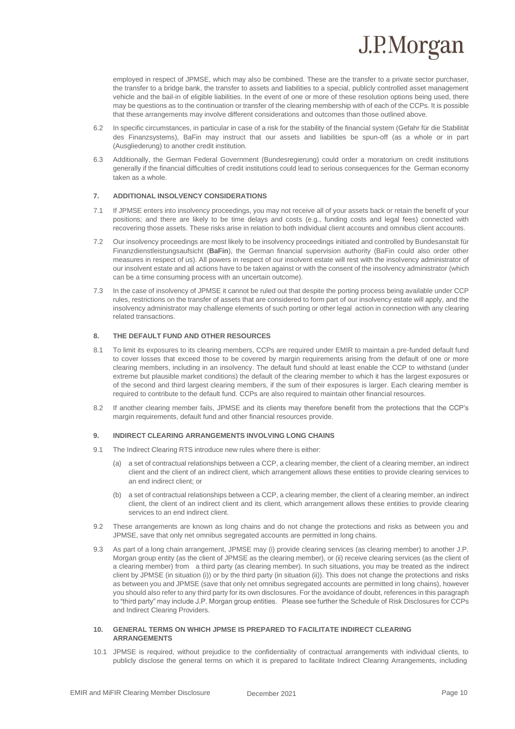employed in respect of JPMSE, which may also be combined. These are the transfer to a private sector purchaser, the transfer to a bridge bank, the transfer to assets and liabilities to a special, publicly controlled asset management vehicle and the bail-in of eligible liabilities. In the event of one or more of these resolution options being used, there may be questions as to the continuation or transfer of the clearing membership with of each of the CCPs. It is possible that these arrangements may involve different considerations and outcomes than those outlined above.

6.2 In specific circumstances, in particular in case of a risk for the stability of the financial system (Gefahr für die Stabilität des Finanzsystems), BaFin may instruct that our assets and liabilities be spun-off (as a whole or in part (Ausgliederung) to another credit institution.

6.3 Additionally, the German Federal Government (Bundesregierung) could order a moratorium on credit institutions generally if the financial difficulties of credit institutions could lead to serious consequences for the German economy taken as a whole.

## 7. ADDITIONAL INSOLVENCY CONSIDERATIONS

7.1 If JPMSE enters into insolvency proceedings, you may not receive all of your assets back or retain the benefit of your positions; and there are likely to be time delays and costs (e.g., funding costs and legal fees) connected with recovering those assets. These risks arise in relation to both individual client accounts and omnibus client accounts.

7.2 Our insolvency proceedings are most likely to be insolvency proceedings initiated and controlled by Bundesanstalt für Finanzdienstleistungsaufsicht (**BaFin**), the German financial supervision authority (BaFin could also order other measures in respect of us). All powers in respect of our insolvent estate will rest with the insolvency administrator of our insolvent estate and all actions have to be taken against or with the consent of the insolvency administrator (which can be a time consuming process with an uncertain outcome).

7.3 In the case of insolvency of JPMSE it cannot be ruled out that despite the porting process being available under CCP rules, restrictions on the transfer of assets that are considered to form part of our insolvency estate will apply, and the insolvency administrator may challenge elements of such porting or other legal action in connection with any clearing related transactions.

## 8. THE DEFAULT FUND AND OTHER RESOURCES

8.1 To limit its exposures to its clearing members, CCPs are required under EMIR to maintain a pre-funded default fund to cover losses that exceed those to be covered by margin requirements arising from the default of one or more clearing members, including in an insolvency. The default fund should at least enable the CCP to withstand (under extreme but plausible market conditions) the default of the clearing member to which it has the largest exposures or of the second and third largest clearing members, if the sum of their exposures is larger. Each clearing member is required to contribute to the default fund. CCPs are also required to maintain other financial resources.

8.2 If another clearing member fails, JPMSE and its clients may therefore benefit from the protections that the CCP's margin requirements, default fund and other financial resources provide.

## 9. INDIRECT CLEARING ARRANGEMENTS INVOLVING LONG CHAINS

9.1 The Indirect Clearing RTS introduce new rules where there is either:

(a) a set of contractual relationships between a CCP, a clearing member, the client of a clearing member, an indirect client and the client of an indirect client, which arrangement allows these entities to provide clearing services to an end indirect client; or

(b) a set of contractual relationships between a CCP, a clearing member, the client of a clearing member, an indirect client, the client of an indirect client and its client, which arrangement allows these entities to provide clearing services to an end indirect client.

9.2 These arrangements are known as long chains and do not change the protections and risks as between you and JPMSE, save that only net omnibus segregated accounts are permitted in long chains.

9.3 As part of a long chain arrangement, JPMSE may (i) provide clearing services (as clearing member) to another J.P. Morgan group entity (as the client of JPMSE as the clearing member), or (ii) receive clearing services (as the client of a clearing member) from a third party (as clearing member). In such situations, you may be treated as the indirect client by JPMSE (in situation (i)) or by the third party (in situation (ii)). This does not change the protections and risks as between you and JPMSE (save that only net omnibus segregated accounts are permitted in long chains), however you should also refer to any third party for its own disclosures. For the avoidance of doubt, references in this paragraph to "third party" may include J.P. Morgan group entities. Please see further the Schedule of Risk Disclosures for CCPs and Indirect Clearing Providers.

## 10. GENERAL TERMS ON WHICH JPMSE IS PREPARED TO FACILITATE INDIRECT CLEARING ARRANGEMENTS

10.1 JPMSE is required, without prejudice to the confidentiality of contractual arrangements with individual clients, to publicly disclose the general terms on which it is prepared to facilitate Indirect Clearing Arrangements, including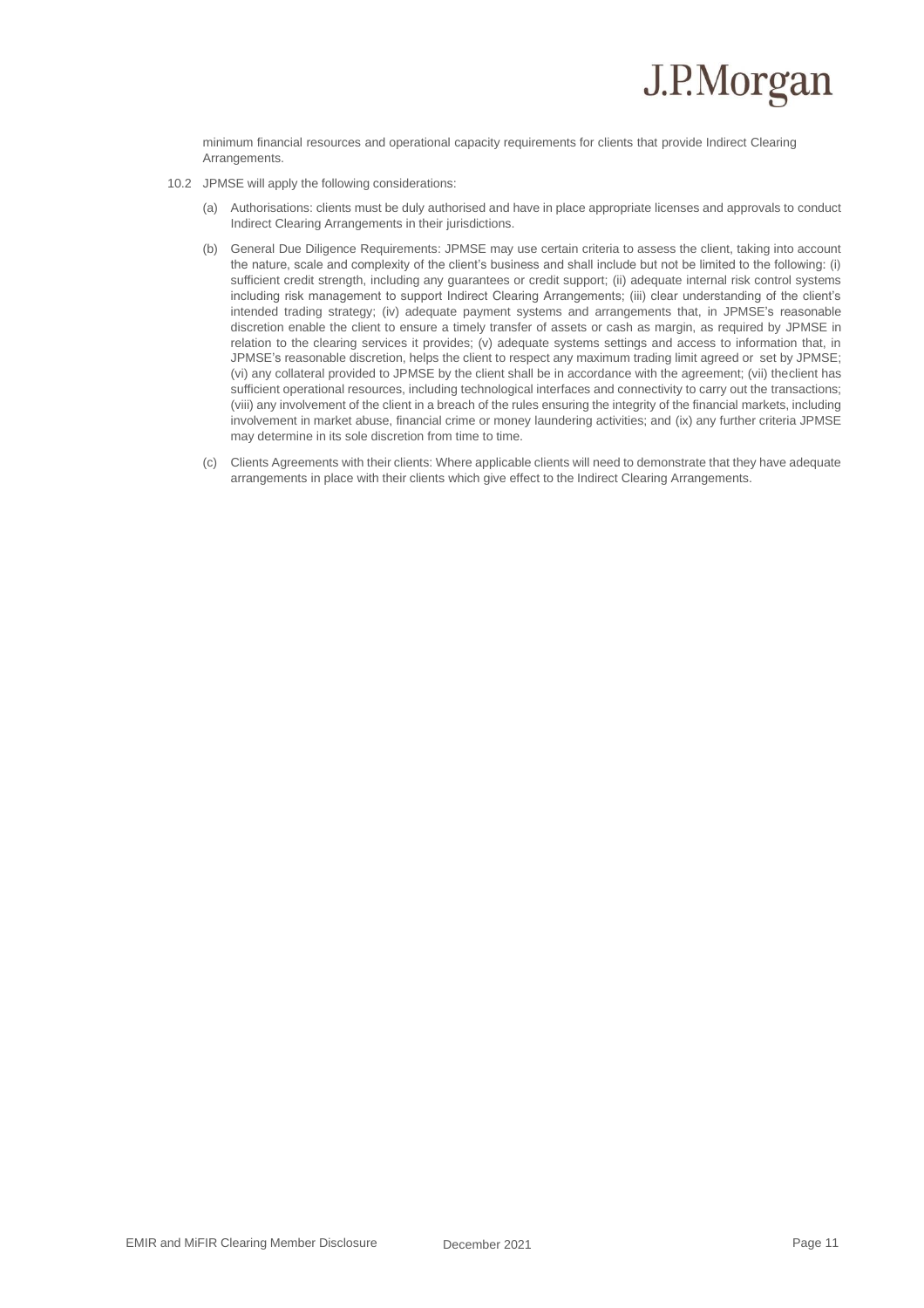minimum financial resources and operational capacity requirements for clients that provide Indirect Clearing Arrangements.

10.2 JPMSE will apply the following considerations:

(a) Authorisations: clients must be duly authorised and have in place appropriate licenses and approvals to conduct Indirect Clearing Arrangements in their jurisdictions.

(b) General Due Diligence Requirements: JPMSE may use certain criteria to assess the client, taking into account the nature, scale and complexity of the client's business and shall include but not be limited to the following: (i) sufficient credit strength, including any guarantees or credit support; (ii) adequate internal risk control systems including risk management to support Indirect Clearing Arrangements; (iii) clear understanding of the client's intended trading strategy; (iv) adequate payment systems and arrangements that, in JPMSE's reasonable discretion enable the client to ensure a timely transfer of assets or cash as margin, as required by JPMSE in relation to the clearing services it provides; (v) adequate systems settings and access to information that, in JPMSE's reasonable discretion, helps the client to respect any maximum trading limit agreed or set by JPMSE; (vi) any collateral provided to JPMSE by the client shall be in accordance with the agreement; (vii) theclient has sufficient operational resources, including technological interfaces and connectivity to carry out the transactions; (viii) any involvement of the client in a breach of the rules ensuring the integrity of the financial markets, including involvement in market abuse, financial crime or money laundering activities; and (ix) any further criteria JPMSE may determine in its sole discretion from time to time.

(c) Clients Agreements with their clients: Where applicable clients will need to demonstrate that they have adequate arrangements in place with their clients which give effect to the Indirect Clearing Arrangements.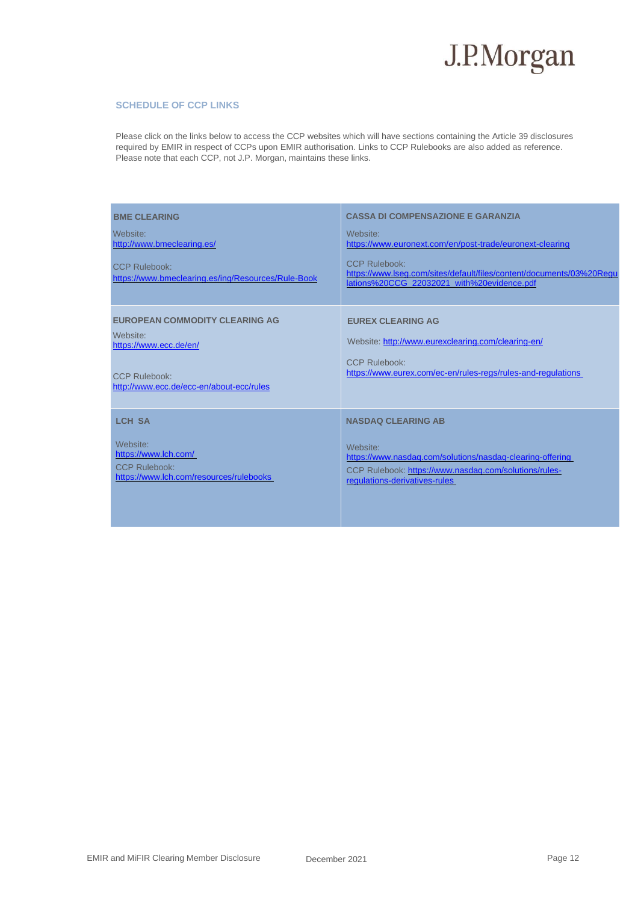## SCHEDULE OF CCP LINKS

Please click on the links below to access the CCP websites which will have sections containing the Article 39 disclosures required by EMIR in respect of CCPs upon EMIR authorisation. Links to CCP Rulebooks are also added as reference. Please note that each CCP, not J.P. Morgan, maintains these links.

| | |
|---|---|
| **BME CLEARING**<br><br>Website:<br>http://www.bmeclearing.es/<br><br>CCP Rulebook:<br>https://www.bmeclearing.es/ing/Resources/Rule-Book | **CASSA DI COMPENSAZIONE E GARANZIA**<br><br>Website:<br>https://www.euronext.com/en/post-trade/euronext-clearing<br><br>CCP Rulebook:<br>https://www.lseg.com/sites/default/files/content/documents/03%20Regulations%20CCG_22032021_with%20evidence.pdf |
| **EUROPEAN COMMODITY CLEARING AG**<br><br>Website:<br>https://www.ecc.de/en/<br><br>CCP Rulebook:<br>http://www.ecc.de/ecc-en/about-ecc/rules | **EUREX CLEARING AG**<br><br>Website: http://www.eurexclearing.com/clearing-en/<br><br>CCP Rulebook:<br>https://www.eurex.com/ec-en/rules-regs/rules-and-regulations |
| **LCH SA**<br><br>Website:<br>https://www.lch.com/<br>CCP Rulebook:<br>https://www.lch.com/resources/rulebooks | **NASDAQ CLEARING AB**<br><br>Website:<br>https://www.nasdaq.com/solutions/nasdaq-clearing-offering<br>CCP Rulebook: https://www.nasdaq.com/solutions/rules-regulations-derivatives-rules |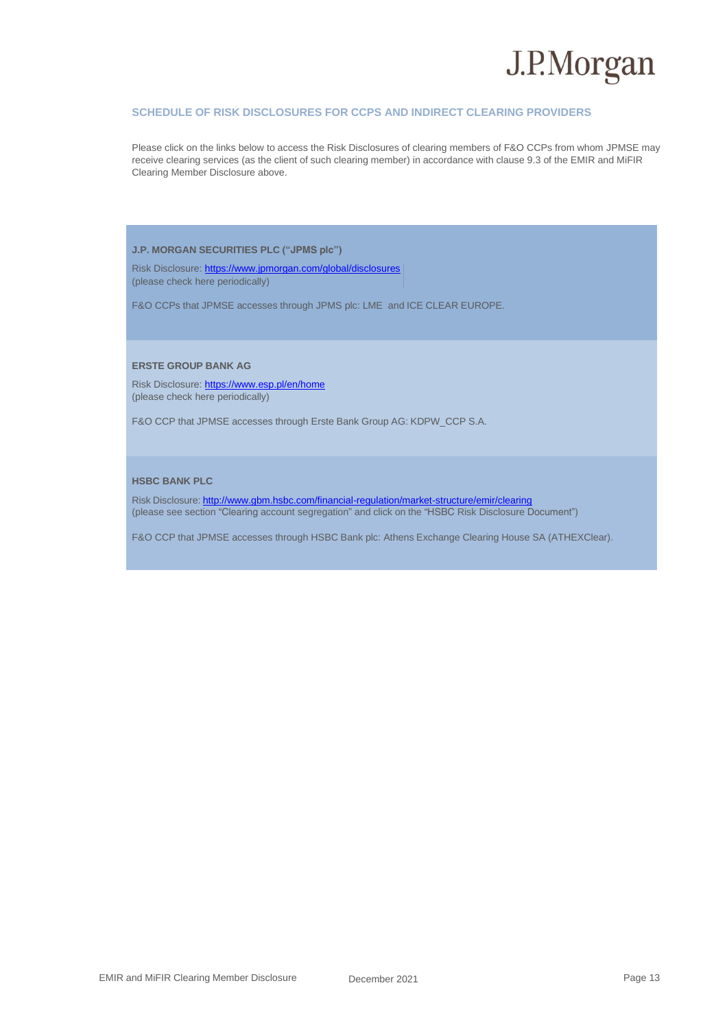## SCHEDULE OF RISK DISCLOSURES FOR CCPS AND INDIRECT CLEARING PROVIDERS

Please click on the links below to access the Risk Disclosures of clearing members of F&O CCPs from whom JPMSE may receive clearing services (as the client of such clearing member) in accordance with clause 9.3 of the EMIR and MiFIR Clearing Member Disclosure above.

**J.P. MORGAN SECURITIES PLC ("JPMS plc")**

Risk Disclosure: https://www.jpmorgan.com/global/disclosures
(please check here periodically)

F&O CCPs that JPMSE accesses through JPMS plc: LME and ICE CLEAR EUROPE.

**ERSTE GROUP BANK AG**

Risk Disclosure: https://www.esp.pl/en/home
(please check here periodically)

F&O CCP that JPMSE accesses through Erste Bank Group AG: KDPW_CCP S.A.

**HSBC BANK PLC**

Risk Disclosure: http://www.gbm.hsbc.com/financial-regulation/market-structure/emir/clearing
(please see section "Clearing account segregation" and click on the "HSBC Risk Disclosure Document")

F&O CCP that JPMSE accesses through HSBC Bank plc: Athens Exchange Clearing House SA (ATHEXClear).